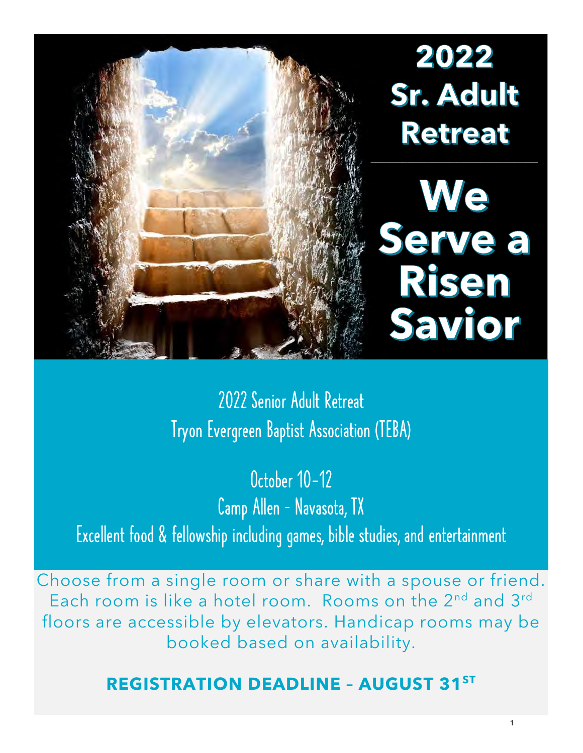# 2022 Sr. Adult Retreat

# We Serve a Risen Savior

2022 Senior Adult Retreat
Tryon Evergreen Baptist Association (TEBA)

October 10-12
Camp Allen - Navasota, TX
Excellent food & fellowship including games, bible studies, and entertainment

Choose from a single room or share with a spouse or friend. Each room is like a hotel room. Rooms on the 2nd and 3rd floors are accessible by elevators. Handicap rooms may be booked based on availability.

**REGISTRATION DEADLINE – AUGUST 31ST**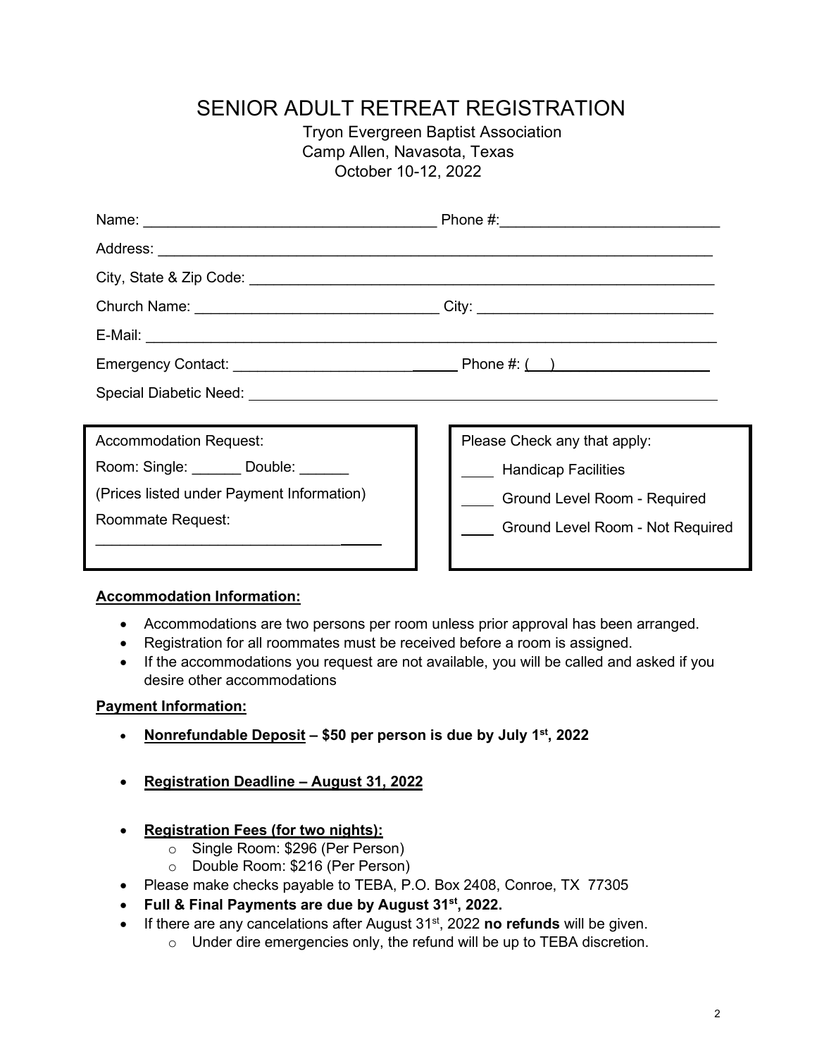# SENIOR ADULT RETREAT REGISTRATION

Tryon Evergreen Baptist Association
Camp Allen, Navasota, Texas
October 10-12, 2022

Name: ____________________________________ Phone #:__________________________

Address: ______________________________________________________________________

City, State & Zip Code: ____________________________________________________________

Church Name: ______________________________ City: _____________________________

E-Mail: _______________________________________________________________________

Emergency Contact: ____________________________ Phone #: (    ) ____________________

Special Diabetic Need: ______________________________________________________________

Accommodation Request:

Room: Single: ______ Double: ______

(Prices listed under Payment Information)

Roommate Request:

___________________________________

Please Check any that apply:

____ Handicap Facilities

____ Ground Level Room - Required

____ Ground Level Room - Not Required

**Accommodation Information:**

- Accommodations are two persons per room unless prior approval has been arranged.
- Registration for all roommates must be received before a room is assigned.
- If the accommodations you request are not available, you will be called and asked if you desire other accommodations

**Payment Information:**

- **Nonrefundable Deposit – $50 per person is due by July 1st, 2022**
- **Registration Deadline – August 31, 2022**
- **Registration Fees (for two nights):**
  - Single Room: $296 (Per Person)
  - Double Room: $216 (Per Person)
- Please make checks payable to TEBA, P.O. Box 2408, Conroe, TX 77305
- **Full & Final Payments are due by August 31st, 2022.**
- If there are any cancelations after August 31st, 2022 **no refunds** will be given.
  - Under dire emergencies only, the refund will be up to TEBA discretion.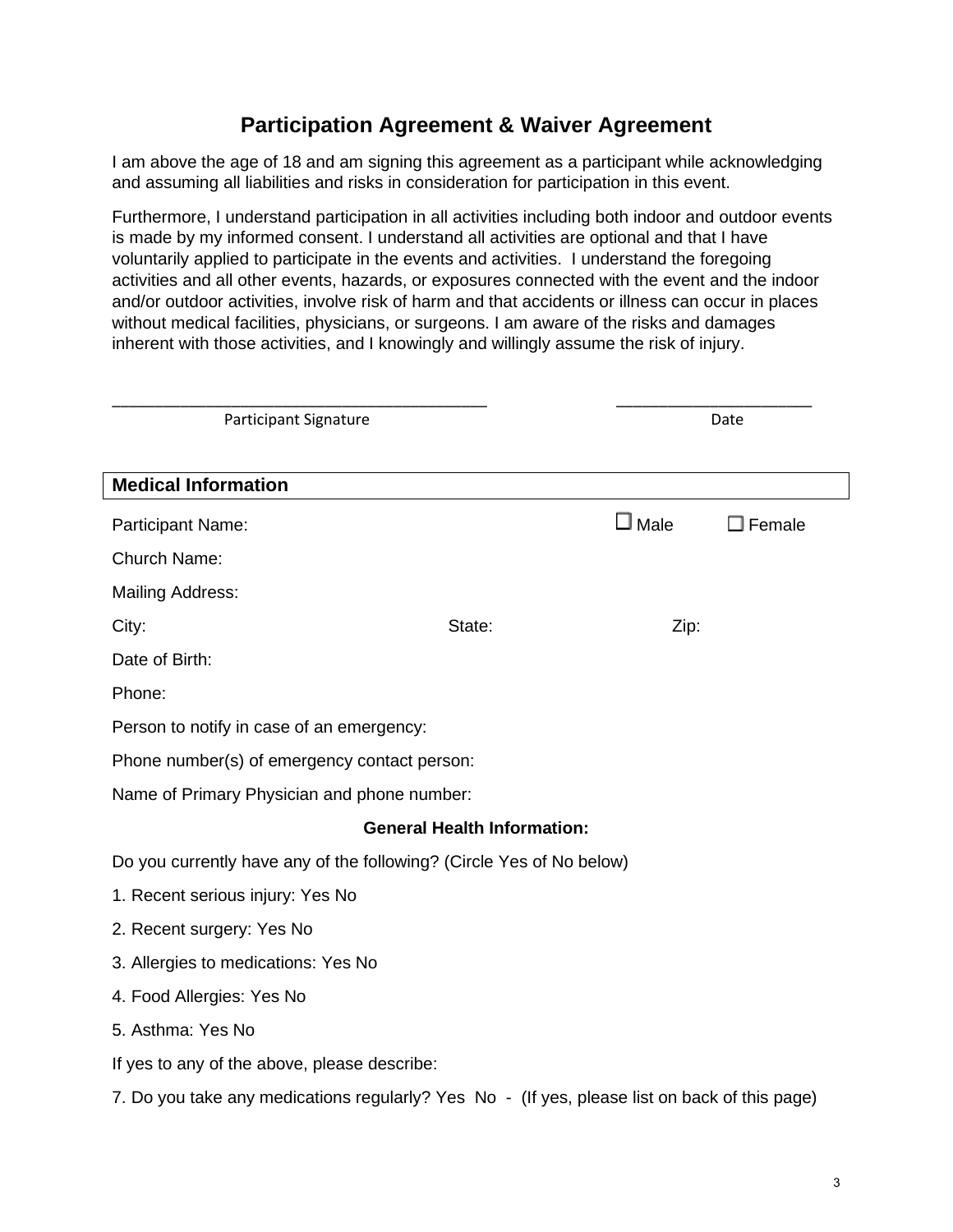# Participation Agreement & Waiver Agreement

I am above the age of 18 and am signing this agreement as a participant while acknowledging and assuming all liabilities and risks in consideration for participation in this event.

Furthermore, I understand participation in all activities including both indoor and outdoor events is made by my informed consent. I understand all activities are optional and that I have voluntarily applied to participate in the events and activities. I understand the foregoing activities and all other events, hazards, or exposures connected with the event and the indoor and/or outdoor activities, involve risk of harm and that accidents or illness can occur in places without medical facilities, physicians, or surgeons. I am aware of the risks and damages inherent with those activities, and I knowingly and willingly assume the risk of injury.

_________________________________________ ______________________
Participant Signature Date

## Medical Information

Participant Name: ☐ Male ☐ Female

Church Name:

Mailing Address:

City: State: Zip:

Date of Birth:

Phone:

Person to notify in case of an emergency:

Phone number(s) of emergency contact person:

Name of Primary Physician and phone number:

**General Health Information:**

Do you currently have any of the following? (Circle Yes of No below)

1. Recent serious injury: Yes No
2. Recent surgery: Yes No
3. Allergies to medications: Yes No
4. Food Allergies: Yes No
5. Asthma: Yes No

If yes to any of the above, please describe:

7. Do you take any medications regularly? Yes No - (If yes, please list on back of this page)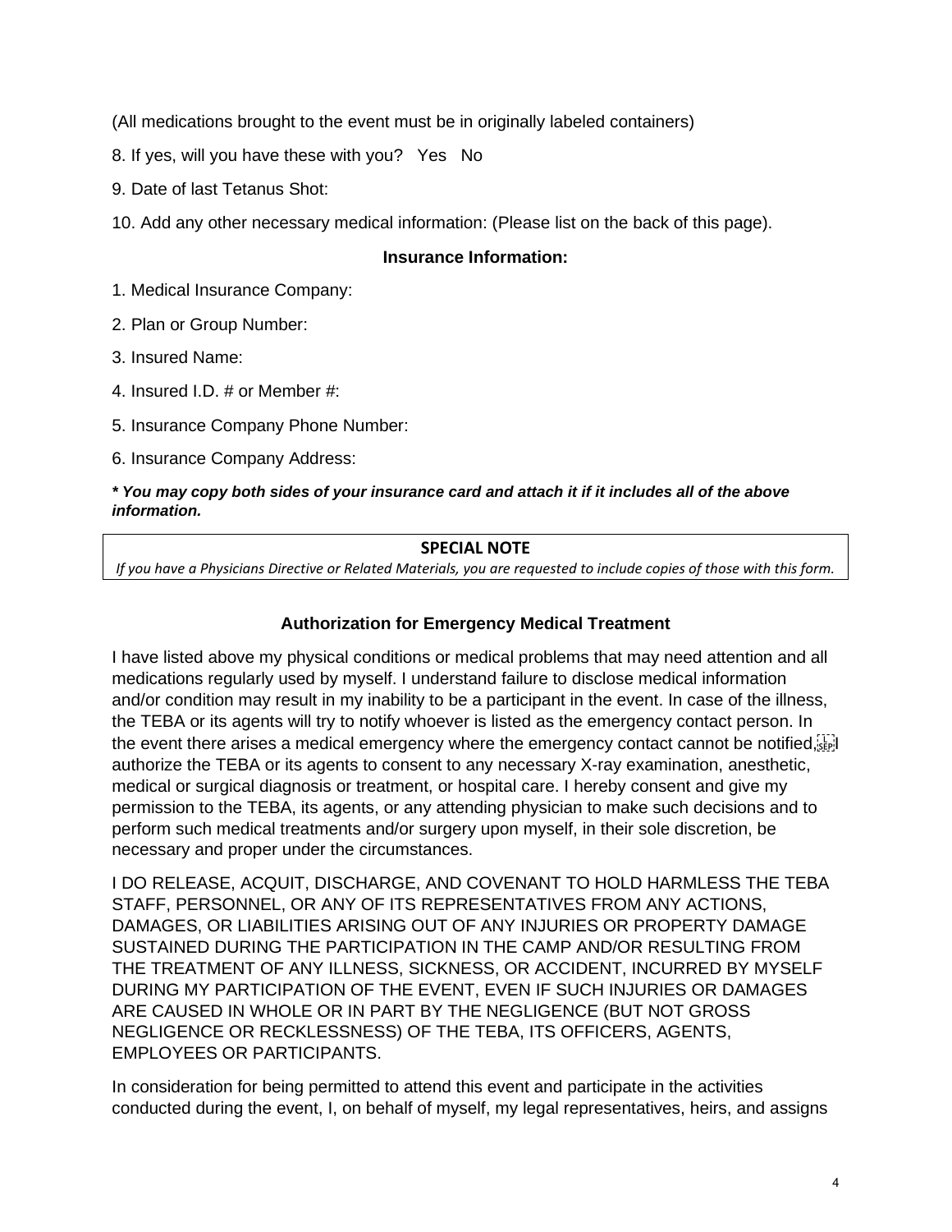(All medications brought to the event must be in originally labeled containers)

8. If yes, will you have these with you? Yes No

9. Date of last Tetanus Shot:

10. Add any other necessary medical information: (Please list on the back of this page).

**Insurance Information:**

1. Medical Insurance Company:

2. Plan or Group Number:

3. Insured Name:

4. Insured I.D. # or Member #:

5. Insurance Company Phone Number:

6. Insurance Company Address:

***\* You may copy both sides of your insurance card and attach it if it includes all of the above information.***

| **SPECIAL NOTE** |
| --- |
| *If you have a Physicians Directive or Related Materials, you are requested to include copies of those with this form.* |

**Authorization for Emergency Medical Treatment**

I have listed above my physical conditions or medical problems that may need attention and all medications regularly used by myself. I understand failure to disclose medical information and/or condition may result in my inability to be a participant in the event. In case of the illness, the TEBA or its agents will try to notify whoever is listed as the emergency contact person. In the event there arises a medical emergency where the emergency contact cannot be notified, I authorize the TEBA or its agents to consent to any necessary X-ray examination, anesthetic, medical or surgical diagnosis or treatment, or hospital care. I hereby consent and give my permission to the TEBA, its agents, or any attending physician to make such decisions and to perform such medical treatments and/or surgery upon myself, in their sole discretion, be necessary and proper under the circumstances.

I DO RELEASE, ACQUIT, DISCHARGE, AND COVENANT TO HOLD HARMLESS THE TEBA STAFF, PERSONNEL, OR ANY OF ITS REPRESENTATIVES FROM ANY ACTIONS, DAMAGES, OR LIABILITIES ARISING OUT OF ANY INJURIES OR PROPERTY DAMAGE SUSTAINED DURING THE PARTICIPATION IN THE CAMP AND/OR RESULTING FROM THE TREATMENT OF ANY ILLNESS, SICKNESS, OR ACCIDENT, INCURRED BY MYSELF DURING MY PARTICIPATION OF THE EVENT, EVEN IF SUCH INJURIES OR DAMAGES ARE CAUSED IN WHOLE OR IN PART BY THE NEGLIGENCE (BUT NOT GROSS NEGLIGENCE OR RECKLESSNESS) OF THE TEBA, ITS OFFICERS, AGENTS, EMPLOYEES OR PARTICIPANTS.

In consideration for being permitted to attend this event and participate in the activities conducted during the event, I, on behalf of myself, my legal representatives, heirs, and assigns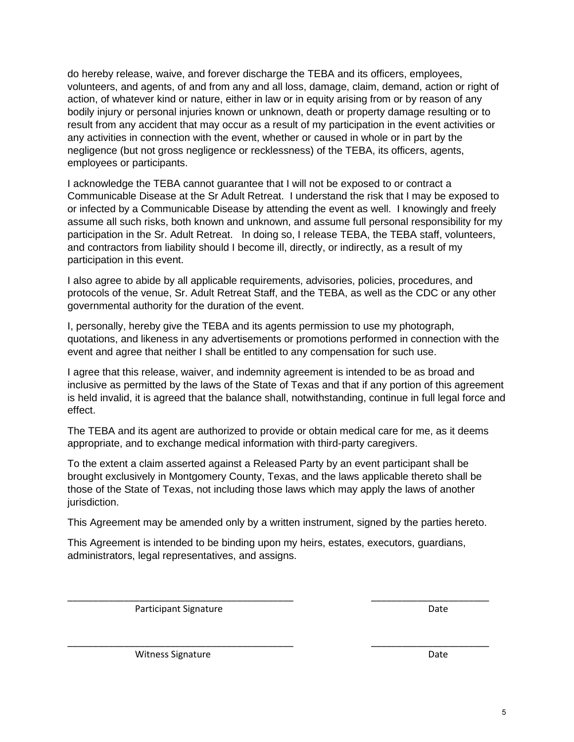do hereby release, waive, and forever discharge the TEBA and its officers, employees, volunteers, and agents, of and from any and all loss, damage, claim, demand, action or right of action, of whatever kind or nature, either in law or in equity arising from or by reason of any bodily injury or personal injuries known or unknown, death or property damage resulting or to result from any accident that may occur as a result of my participation in the event activities or any activities in connection with the event, whether or caused in whole or in part by the negligence (but not gross negligence or recklessness) of the TEBA, its officers, agents, employees or participants.

I acknowledge the TEBA cannot guarantee that I will not be exposed to or contract a Communicable Disease at the Sr Adult Retreat. I understand the risk that I may be exposed to or infected by a Communicable Disease by attending the event as well. I knowingly and freely assume all such risks, both known and unknown, and assume full personal responsibility for my participation in the Sr. Adult Retreat. In doing so, I release TEBA, the TEBA staff, volunteers, and contractors from liability should I become ill, directly, or indirectly, as a result of my participation in this event.

I also agree to abide by all applicable requirements, advisories, policies, procedures, and protocols of the venue, Sr. Adult Retreat Staff, and the TEBA, as well as the CDC or any other governmental authority for the duration of the event.

I, personally, hereby give the TEBA and its agents permission to use my photograph, quotations, and likeness in any advertisements or promotions performed in connection with the event and agree that neither I shall be entitled to any compensation for such use.

I agree that this release, waiver, and indemnity agreement is intended to be as broad and inclusive as permitted by the laws of the State of Texas and that if any portion of this agreement is held invalid, it is agreed that the balance shall, notwithstanding, continue in full legal force and effect.

The TEBA and its agent are authorized to provide or obtain medical care for me, as it deems appropriate, and to exchange medical information with third-party caregivers.

To the extent a claim asserted against a Released Party by an event participant shall be brought exclusively in Montgomery County, Texas, and the laws applicable thereto shall be those of the State of Texas, not including those laws which may apply the laws of another jurisdiction.

This Agreement may be amended only by a written instrument, signed by the parties hereto.

This Agreement is intended to be binding upon my heirs, estates, executors, guardians, administrators, legal representatives, and assigns.

\_\_\_\_\_\_\_\_\_\_\_\_\_\_\_\_\_\_\_\_\_\_\_\_\_\_\_\_\_\_\_\_\_\_\_\_\_\_\_\_\_\_\_\_ \_\_\_\_\_\_\_\_\_\_\_\_\_\_\_\_\_\_\_\_\_\_\_

Participant Signature Date

\_\_\_\_\_\_\_\_\_\_\_\_\_\_\_\_\_\_\_\_\_\_\_\_\_\_\_\_\_\_\_\_\_\_\_\_\_\_\_\_\_\_\_\_ \_\_\_\_\_\_\_\_\_\_\_\_\_\_\_\_\_\_\_\_\_\_\_

Witness Signature Date